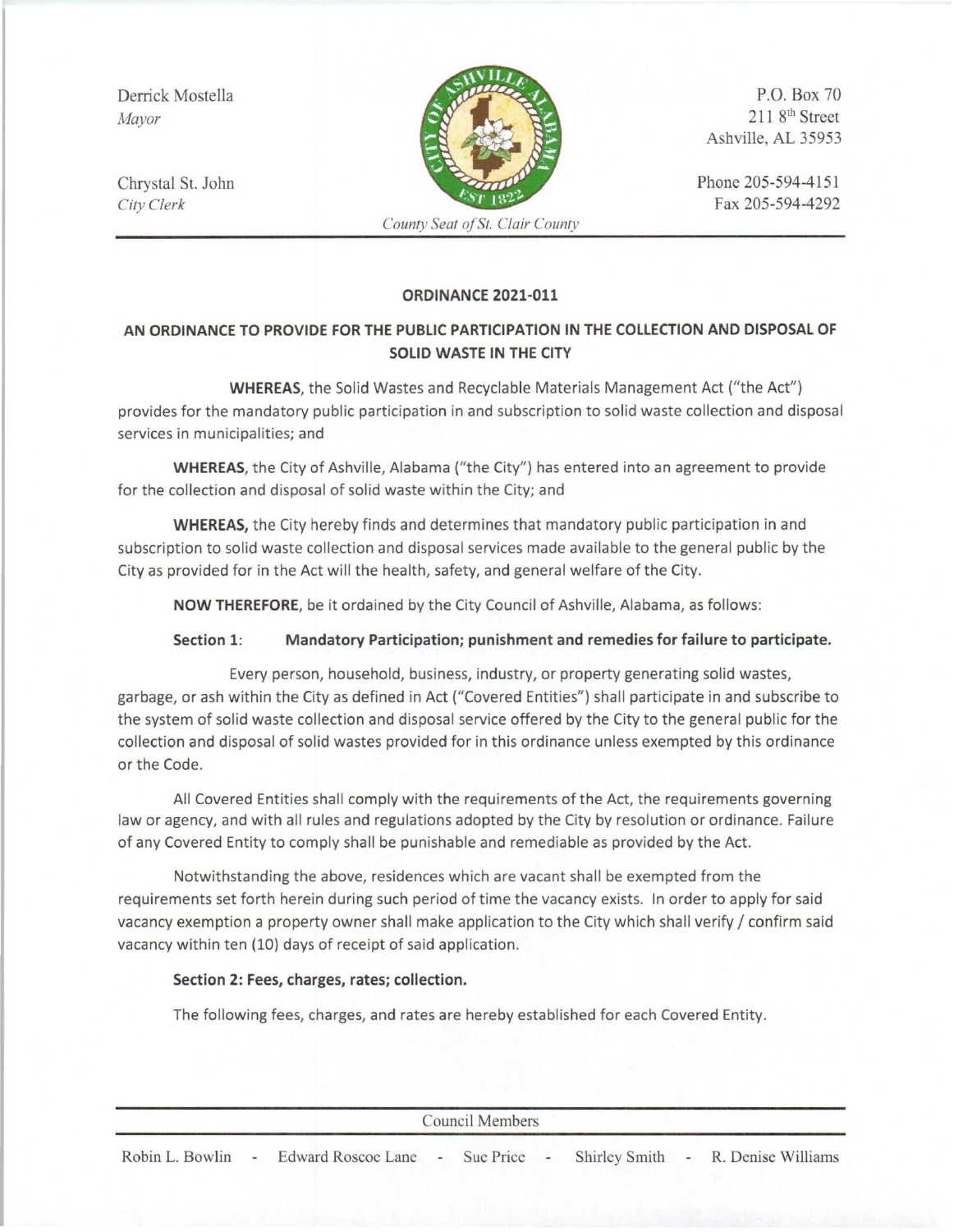Derrick Mostella
*Mayor*

Chrystal St. John
*City Clerk*

*County Seat of St. Clair County*

P.O. Box 70
211 8th Street
Ashville, AL 35953

Phone 205-594-4151
Fax 205-594-4292

**ORDINANCE 2021-011**

**AN ORDINANCE TO PROVIDE FOR THE PUBLIC PARTICIPATION IN THE COLLECTION AND DISPOSAL OF SOLID WASTE IN THE CITY**

**WHEREAS**, the Solid Wastes and Recyclable Materials Management Act ("the Act") provides for the mandatory public participation in and subscription to solid waste collection and disposal services in municipalities; and

**WHEREAS**, the City of Ashville, Alabama ("the City") has entered into an agreement to provide for the collection and disposal of solid waste within the City; and

**WHEREAS,** the City hereby finds and determines that mandatory public participation in and subscription to solid waste collection and disposal services made available to the general public by the City as provided for in the Act will the health, safety, and general welfare of the City.

**NOW THEREFORE**, be it ordained by the City Council of Ashville, Alabama, as follows:

**Section 1: Mandatory Participation; punishment and remedies for failure to participate.**

Every person, household, business, industry, or property generating solid wastes, garbage, or ash within the City as defined in Act ("Covered Entities") shall participate in and subscribe to the system of solid waste collection and disposal service offered by the City to the general public for the collection and disposal of solid wastes provided for in this ordinance unless exempted by this ordinance or the Code.

All Covered Entities shall comply with the requirements of the Act, the requirements governing law or agency, and with all rules and regulations adopted by the City by resolution or ordinance. Failure of any Covered Entity to comply shall be punishable and remediable as provided by the Act.

Notwithstanding the above, residences which are vacant shall be exempted from the requirements set forth herein during such period of time the vacancy exists. In order to apply for said vacancy exemption a property owner shall make application to the City which shall verify / confirm said vacancy within ten (10) days of receipt of said application.

**Section 2: Fees, charges, rates; collection.**

The following fees, charges, and rates are hereby established for each Covered Entity.

Council Members

Robin L. Bowlin - Edward Roscoe Lane - Sue Price - Shirley Smith - R. Denise Williams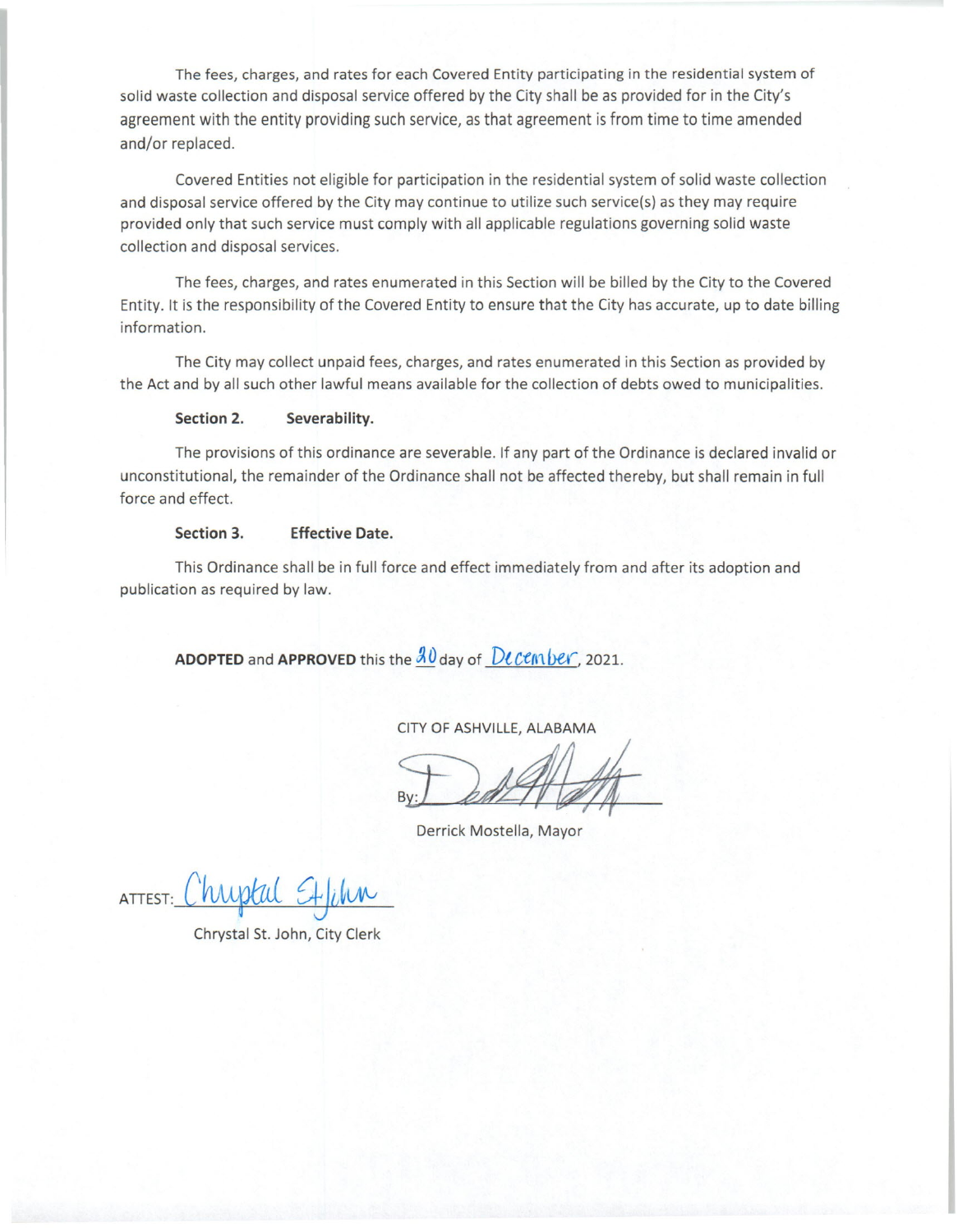The fees, charges, and rates for each Covered Entity participating in the residential system of solid waste collection and disposal service offered by the City shall be as provided for in the City's agreement with the entity providing such service, as that agreement is from time to time amended and/or replaced.

Covered Entities not eligible for participation in the residential system of solid waste collection and disposal service offered by the City may continue to utilize such service(s) as they may require provided only that such service must comply with all applicable regulations governing solid waste collection and disposal services.

The fees, charges, and rates enumerated in this Section will be billed by the City to the Covered Entity. It is the responsibility of the Covered Entity to ensure that the City has accurate, up to date billing information.

The City may collect unpaid fees, charges, and rates enumerated in this Section as provided by the Act and by all such other lawful means available for the collection of debts owed to municipalities.

**Section 2. Severability.**

The provisions of this ordinance are severable. If any part of the Ordinance is declared invalid or unconstitutional, the remainder of the Ordinance shall not be affected thereby, but shall remain in full force and effect.

**Section 3. Effective Date.**

This Ordinance shall be in full force and effect immediately from and after its adoption and publication as required by law.

**ADOPTED** and **APPROVED** this the 20 day of December, 2021.

CITY OF ASHVILLE, ALABAMA

By: [signature]

Derrick Mostella, Mayor

ATTEST: Chrystal St. John

Chrystal St. John, City Clerk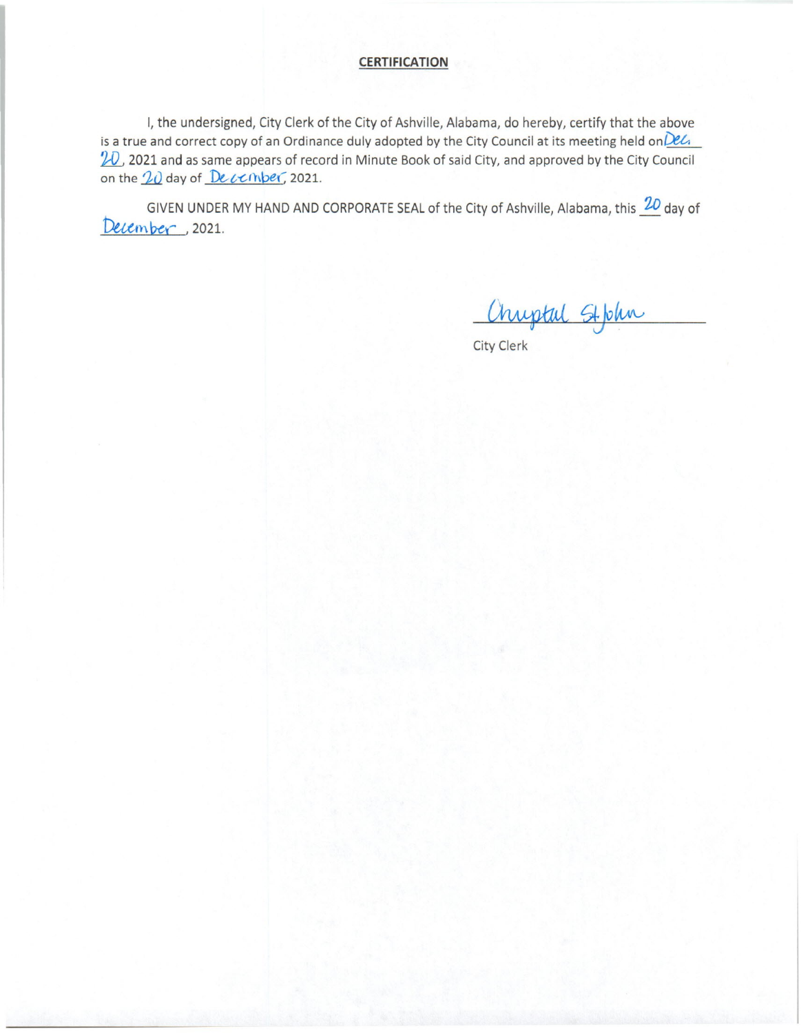**CERTIFICATION**

I, the undersigned, City Clerk of the City of Ashville, Alabama, do hereby, certify that the above is a true and correct copy of an Ordinance duly adopted by the City Council at its meeting held on Dec. 20, 2021 and as same appears of record in Minute Book of said City, and approved by the City Council on the 20 day of December, 2021.

GIVEN UNDER MY HAND AND CORPORATE SEAL of the City of Ashville, Alabama, this 20 day of December, 2021.

Chrystal St John

City Clerk